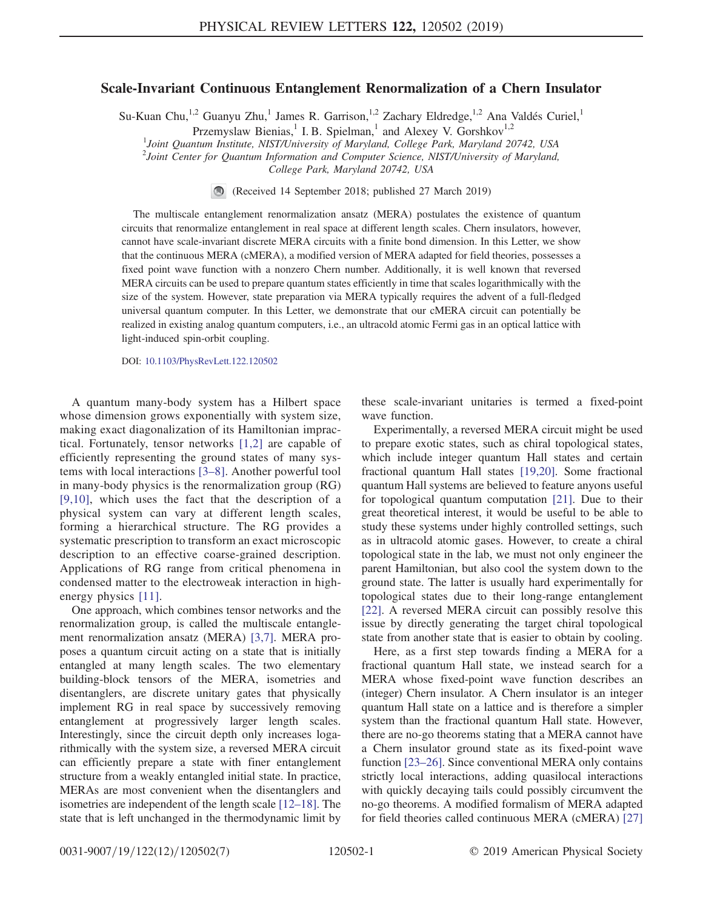# Scale-Invariant Continuous Entanglement Renormalization of a Chern Insulator

Su-Kuan Chu,[1,2] Guanyu Zhu,[1] James R. Garrison,[1,2] Zachary Eldredge,[1,2] Ana Valdés Curiel,[1] Przemyslaw Bienias,[1] I. B. Spielman,[1] and Alexey V. Gorshkov[1,2]

[1]*Joint Quantum Institute, NIST/University of Maryland, College Park, Maryland 20742, USA*
[2]*Joint Center for Quantum Information and Computer Science, NIST/University of Maryland, College Park, Maryland 20742, USA*

(Received 14 September 2018; published 27 March 2019)

The multiscale entanglement renormalization ansatz (MERA) postulates the existence of quantum circuits that renormalize entanglement in real space at different length scales. Chern insulators, however, cannot have scale-invariant discrete MERA circuits with a finite bond dimension. In this Letter, we show that the continuous MERA (cMERA), a modified version of MERA adapted for field theories, possesses a fixed point wave function with a nonzero Chern number. Additionally, it is well known that reversed MERA circuits can be used to prepare quantum states efficiently in time that scales logarithmically with the size of the system. However, state preparation via MERA typically requires the advent of a full-fledged universal quantum computer. In this Letter, we demonstrate that our cMERA circuit can potentially be realized in existing analog quantum computers, i.e., an ultracold atomic Fermi gas in an optical lattice with light-induced spin-orbit coupling.

DOI: 10.1103/PhysRevLett.122.120502

A quantum many-body system has a Hilbert space whose dimension grows exponentially with system size, making exact diagonalization of its Hamiltonian impractical. Fortunately, tensor networks [1,2] are capable of efficiently representing the ground states of many systems with local interactions [3–8]. Another powerful tool in many-body physics is the renormalization group (RG) [9,10], which uses the fact that the description of a physical system can vary at different length scales, forming a hierarchical structure. The RG provides a systematic prescription to transform an exact microscopic description to an effective coarse-grained description. Applications of RG range from critical phenomena in condensed matter to the electroweak interaction in high-energy physics [11].

One approach, which combines tensor networks and the renormalization group, is called the multiscale entanglement renormalization ansatz (MERA) [3,7]. MERA proposes a quantum circuit acting on a state that is initially entangled at many length scales. The two elementary building-block tensors of the MERA, isometries and disentanglers, are discrete unitary gates that physically implement RG in real space by successively removing entanglement at progressively larger length scales. Interestingly, since the circuit depth only increases logarithmically with the system size, a reversed MERA circuit can efficiently prepare a state with finer entanglement structure from a weakly entangled initial state. In practice, MERAs are most convenient when the disentanglers and isometries are independent of the length scale [12–18]. The state that is left unchanged in the thermodynamic limit by these scale-invariant unitaries is termed a fixed-point wave function.

Experimentally, a reversed MERA circuit might be used to prepare exotic states, such as chiral topological states, which include integer quantum Hall states and certain fractional quantum Hall states [19,20]. Some fractional quantum Hall systems are believed to feature anyons useful for topological quantum computation [21]. Due to their great theoretical interest, it would be useful to be able to study these systems under highly controlled settings, such as in ultracold atomic gases. However, to create a chiral topological state in the lab, we must not only engineer the parent Hamiltonian, but also cool the system down to the ground state. The latter is usually hard experimentally for topological states due to their long-range entanglement [22]. A reversed MERA circuit can possibly resolve this issue by directly generating the target chiral topological state from another state that is easier to obtain by cooling.

Here, as a first step towards finding a MERA for a fractional quantum Hall state, we instead search for a MERA whose fixed-point wave function describes an (integer) Chern insulator. A Chern insulator is an integer quantum Hall state on a lattice and is therefore a simpler system than the fractional quantum Hall state. However, there are no-go theorems stating that a MERA cannot have a Chern insulator ground state as its fixed-point wave function [23–26]. Since conventional MERA only contains strictly local interactions, adding quasilocal interactions with quickly decaying tails could possibly circumvent the no-go theorems. A modified formalism of MERA adapted for field theories called continuous MERA (cMERA) [27]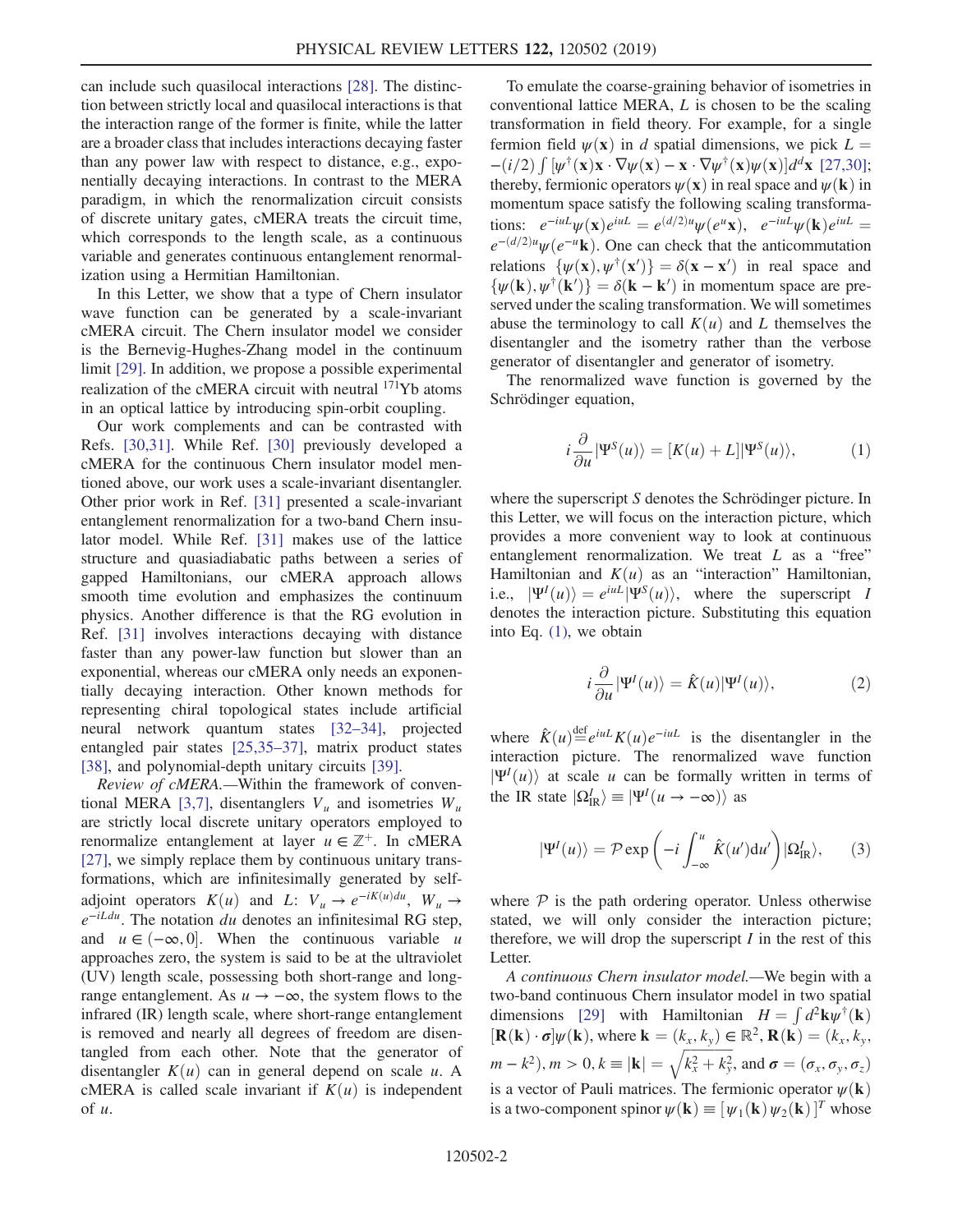can include such quasilocal interactions [28]. The distinction between strictly local and quasilocal interactions is that the interaction range of the former is finite, while the latter are a broader class that includes interactions decaying faster than any power law with respect to distance, e.g., exponentially decaying interactions. In contrast to the MERA paradigm, in which the renormalization circuit consists of discrete unitary gates, cMERA treats the circuit time, which corresponds to the length scale, as a continuous variable and generates continuous entanglement renormalization using a Hermitian Hamiltonian.

In this Letter, we show that a type of Chern insulator wave function can be generated by a scale-invariant cMERA circuit. The Chern insulator model we consider is the Bernevig-Hughes-Zhang model in the continuum limit [29]. In addition, we propose a possible experimental realization of the cMERA circuit with neutral $^{171}$Yb atoms in an optical lattice by introducing spin-orbit coupling.

Our work complements and can be contrasted with Refs. [30,31]. While Ref. [30] previously developed a cMERA for the continuous Chern insulator model mentioned above, our work uses a scale-invariant disentangler. Other prior work in Ref. [31] presented a scale-invariant entanglement renormalization for a two-band Chern insulator model. While Ref. [31] makes use of the lattice structure and quasiadiabatic paths between a series of gapped Hamiltonians, our cMERA approach allows smooth time evolution and emphasizes the continuum physics. Another difference is that the RG evolution in Ref. [31] involves interactions decaying with distance faster than any power-law function but slower than an exponential, whereas our cMERA only needs an exponentially decaying interaction. Other known methods for representing chiral topological states include artificial neural network quantum states [32–34], projected entangled pair states [25,35–37], matrix product states [38], and polynomial-depth unitary circuits [39].

*Review of cMERA.*—Within the framework of conventional MERA [3,7], disentanglers $V_u$ and isometries $W_u$ are strictly local discrete unitary operators employed to renormalize entanglement at layer $u \in \mathbb{Z}^+$. In cMERA [27], we simply replace them by continuous unitary transformations, which are infinitesimally generated by self-adjoint operators $K(u)$ and $L$: $V_u \to e^{-iK(u)du}$, $W_u \to e^{-iLdu}$. The notation $du$ denotes an infinitesimal RG step, and $u \in (-\infty, 0]$. When the continuous variable $u$ approaches zero, the system is said to be at the ultraviolet (UV) length scale, possessing both short-range and long-range entanglement. As $u \to -\infty$, the system flows to the infrared (IR) length scale, where short-range entanglement is removed and nearly all degrees of freedom are disentangled from each other. Note that the generator of disentangler $K(u)$ can in general depend on scale $u$. A cMERA is called scale invariant if $K(u)$ is independent of $u$.

To emulate the coarse-graining behavior of isometries in conventional lattice MERA, $L$ is chosen to be the scaling transformation in field theory. For example, for a single fermion field $\psi(\mathbf{x})$ in $d$ spatial dimensions, we pick $L = -(i/2)\int [\psi^\dagger(\mathbf{x})\mathbf{x}\cdot\nabla\psi(\mathbf{x}) - \mathbf{x}\cdot\nabla\psi^\dagger(\mathbf{x})\psi(\mathbf{x})]d^d\mathbf{x}$ [27,30]; thereby, fermionic operators $\psi(\mathbf{x})$ in real space and $\psi(\mathbf{k})$ in momentum space satisfy the following scaling transformations: $e^{-iuL}\psi(\mathbf{x})e^{iuL} = e^{(d/2)u}\psi(e^u\mathbf{x})$, $e^{-iuL}\psi(\mathbf{k})e^{iuL} = e^{-(d/2)u}\psi(e^{-u}\mathbf{k})$. One can check that the anticommutation relations $\{\psi(\mathbf{x}), \psi^\dagger(\mathbf{x}')\} = \delta(\mathbf{x}-\mathbf{x}')$ in real space and $\{\psi(\mathbf{k}), \psi^\dagger(\mathbf{k}')\} = \delta(\mathbf{k}-\mathbf{k}')$ in momentum space are preserved under the scaling transformation. We will sometimes abuse the terminology to call $K(u)$ and $L$ themselves the disentangler and the isometry rather than the verbose generator of disentangler and generator of isometry.

The renormalized wave function is governed by the Schrödinger equation,

$$i\frac{\partial}{\partial u}|\Psi^S(u)\rangle = [K(u) + L]|\Psi^S(u)\rangle, \tag{1}$$

where the superscript $S$ denotes the Schrödinger picture. In this Letter, we will focus on the interaction picture, which provides a more convenient way to look at continuous entanglement renormalization. We treat $L$ as a "free" Hamiltonian and $K(u)$ as an "interaction" Hamiltonian, i.e., $|\Psi^I(u)\rangle = e^{iuL}|\Psi^S(u)\rangle$, where the superscript $I$ denotes the interaction picture. Substituting this equation into Eq. (1), we obtain

$$i\frac{\partial}{\partial u}|\Psi^I(u)\rangle = \hat{K}(u)|\Psi^I(u)\rangle, \tag{2}$$

where $\hat{K}(u) \overset{\text{def}}{=} e^{iuL}K(u)e^{-iuL}$ is the disentangler in the interaction picture. The renormalized wave function $|\Psi^I(u)\rangle$ at scale $u$ can be formally written in terms of the IR state $|\Omega^I_{\text{IR}}\rangle \equiv |\Psi^I(u \to -\infty)\rangle$ as

$$|\Psi^I(u)\rangle = \mathcal{P}\exp\left(-i\int_{-\infty}^{u}\hat{K}(u')\mathrm{d}u'\right)|\Omega^I_{\text{IR}}\rangle, \tag{3}$$

where $\mathcal{P}$ is the path ordering operator. Unless otherwise stated, we will only consider the interaction picture; therefore, we will drop the superscript $I$ in the rest of this Letter.

*A continuous Chern insulator model.*—We begin with a two-band continuous Chern insulator model in two spatial dimensions [29] with Hamiltonian $H = \int d^2\mathbf{k}\psi^\dagger(\mathbf{k})[\mathbf{R}(\mathbf{k})\cdot\boldsymbol{\sigma}]\psi(\mathbf{k})$, where $\mathbf{k} = (k_x, k_y) \in \mathbb{R}^2$, $\mathbf{R}(\mathbf{k}) = (k_x, k_y, m - k^2)$, $m > 0$, $k \equiv |\mathbf{k}| = \sqrt{k_x^2 + k_y^2}$, and $\boldsymbol{\sigma} = (\sigma_x, \sigma_y, \sigma_z)$ is a vector of Pauli matrices. The fermionic operator $\psi(\mathbf{k})$ is a two-component spinor $\psi(\mathbf{k}) \equiv [\psi_1(\mathbf{k})\, \psi_2(\mathbf{k})]^T$ whose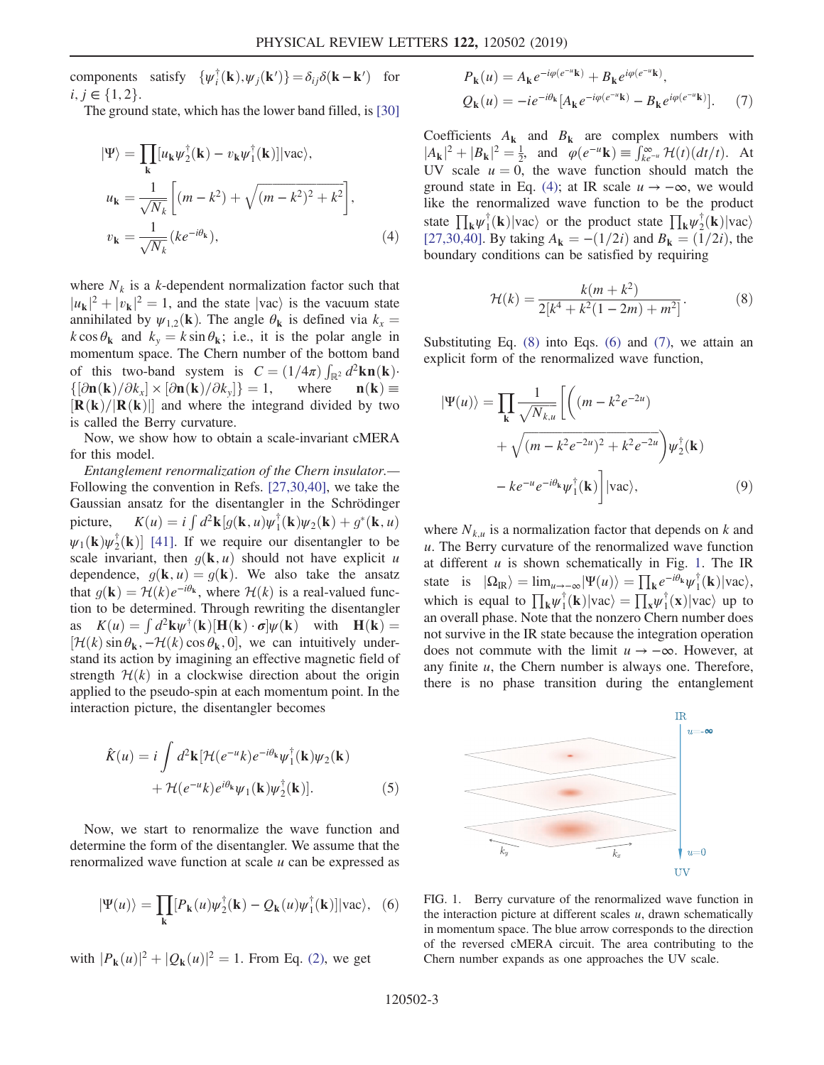components satisfy $\{\psi_i^\dagger(\mathbf{k}), \psi_j(\mathbf{k}')\} = \delta_{ij}\delta(\mathbf{k}-\mathbf{k}')$ for $i, j \in \{1, 2\}$.

The ground state, which has the lower band filled, is [30]

$$
\begin{aligned}
|\Psi\rangle &= \prod_{\mathbf{k}} [u_{\mathbf{k}}\psi_2^\dagger(\mathbf{k}) - v_{\mathbf{k}}\psi_1^\dagger(\mathbf{k})]|\mathrm{vac}\rangle, \\
u_{\mathbf{k}} &= \frac{1}{\sqrt{N_k}}\left[(m-k^2) + \sqrt{(m-k^2)^2 + k^2}\right], \\
v_{\mathbf{k}} &= \frac{1}{\sqrt{N_k}}(ke^{-i\theta_{\mathbf{k}}}),
\end{aligned} \tag{4}
$$

where $N_k$ is a $k$-dependent normalization factor such that $|u_{\mathbf{k}}|^2 + |v_{\mathbf{k}}|^2 = 1$, and the state $|\mathrm{vac}\rangle$ is the vacuum state annihilated by $\psi_{1,2}(\mathbf{k})$. The angle $\theta_{\mathbf{k}}$ is defined via $k_x = k\cos\theta_{\mathbf{k}}$ and $k_y = k\sin\theta_{\mathbf{k}}$; i.e., it is the polar angle in momentum space. The Chern number of the bottom band of this two-band system is $C = (1/4\pi)\int_{\mathbb{R}^2} d^2\mathbf{k}\mathbf{n}(\mathbf{k})\cdot\{[\partial\mathbf{n}(\mathbf{k})/\partial k_x] \times [\partial\mathbf{n}(\mathbf{k})/\partial k_y]\} = 1$, where $\mathbf{n}(\mathbf{k}) \equiv [\mathbf{R}(\mathbf{k})/|\mathbf{R}(\mathbf{k})|]$ and where the integrand divided by two is called the Berry curvature.

Now, we show how to obtain a scale-invariant cMERA for this model.

*Entanglement renormalization of the Chern insulator.*— Following the convention in Refs. [27,30,40], we take the Gaussian ansatz for the disentangler in the Schrödinger picture, $K(u) = i\int d^2\mathbf{k}[g(\mathbf{k},u)\psi_1^\dagger(\mathbf{k})\psi_2(\mathbf{k}) + g^*(\mathbf{k},u)\psi_1(\mathbf{k})\psi_2^\dagger(\mathbf{k})]$ [41]. If we require our disentangler to be scale invariant, then $g(\mathbf{k},u)$ should not have explicit $u$ dependence, $g(\mathbf{k},u) = g(\mathbf{k})$. We also take the ansatz that $g(\mathbf{k}) = \mathcal{H}(k)e^{-i\theta_{\mathbf{k}}}$, where $\mathcal{H}(k)$ is a real-valued function to be determined. Through rewriting the disentangler as $K(u) = \int d^2\mathbf{k}\psi^\dagger(\mathbf{k})[\mathbf{H}(\mathbf{k})\cdot\boldsymbol{\sigma}]\psi(\mathbf{k})$ with $\mathbf{H}(\mathbf{k}) = [\mathcal{H}(k)\sin\theta_{\mathbf{k}}, -\mathcal{H}(k)\cos\theta_{\mathbf{k}}, 0]$, we can intuitively understand its action by imagining an effective magnetic field of strength $\mathcal{H}(k)$ in a clockwise direction about the origin applied to the pseudo-spin at each momentum point. In the interaction picture, the disentangler becomes

$$
\begin{aligned}
\hat{K}(u) = i\int d^2\mathbf{k}[&\mathcal{H}(e^{-u}k)e^{-i\theta_{\mathbf{k}}}\psi_1^\dagger(\mathbf{k})\psi_2(\mathbf{k}) \\
&+ \mathcal{H}(e^{-u}k)e^{i\theta_{\mathbf{k}}}\psi_1(\mathbf{k})\psi_2^\dagger(\mathbf{k})].
\end{aligned} \tag{5}
$$

Now, we start to renormalize the wave function and determine the form of the disentangler. We assume that the renormalized wave function at scale $u$ can be expressed as

$$
|\Psi(u)\rangle = \prod_{\mathbf{k}}[P_{\mathbf{k}}(u)\psi_2^\dagger(\mathbf{k}) - Q_{\mathbf{k}}(u)\psi_1^\dagger(\mathbf{k})]|\mathrm{vac}\rangle, \tag{6}
$$

with $|P_{\mathbf{k}}(u)|^2 + |Q_{\mathbf{k}}(u)|^2 = 1$. From Eq. (2), we get

$$
\begin{aligned}
P_{\mathbf{k}}(u) &= A_{\mathbf{k}}e^{-i\varphi(e^{-u}\mathbf{k})} + B_{\mathbf{k}}e^{i\varphi(e^{-u}\mathbf{k})}, \\
Q_{\mathbf{k}}(u) &= -ie^{-i\theta_{\mathbf{k}}}[A_{\mathbf{k}}e^{-i\varphi(e^{-u}\mathbf{k})} - B_{\mathbf{k}}e^{i\varphi(e^{-u}\mathbf{k})}].
\end{aligned} \tag{7}
$$

Coefficients $A_{\mathbf{k}}$ and $B_{\mathbf{k}}$ are complex numbers with $|A_{\mathbf{k}}|^2 + |B_{\mathbf{k}}|^2 = \frac{1}{2}$, and $\varphi(e^{-u}\mathbf{k}) \equiv \int_{ke^{-u}}^{\infty}\mathcal{H}(t)(dt/t)$. At UV scale $u = 0$, the wave function should match the ground state in Eq. (4); at IR scale $u \to -\infty$, we would like the renormalized wave function to be the product state $\prod_{\mathbf{k}}\psi_1^\dagger(\mathbf{k})|\mathrm{vac}\rangle$ or the product state $\prod_{\mathbf{k}}\psi_2^\dagger(\mathbf{k})|\mathrm{vac}\rangle$ [27,30,40]. By taking $A_{\mathbf{k}} = -(1/2i)$ and $B_{\mathbf{k}} = (1/2i)$, the boundary conditions can be satisfied by requiring

$$
\mathcal{H}(k) = \frac{k(m+k^2)}{2[k^4 + k^2(1-2m) + m^2]}. \tag{8}
$$

Substituting Eq. (8) into Eqs. (6) and (7), we attain an explicit form of the renormalized wave function,

$$
\begin{aligned}
|\Psi(u)\rangle = \prod_{\mathbf{k}}\frac{1}{\sqrt{N_{k,u}}}\bigg[\bigg(&(m-k^2e^{-2u}) \\
&+ \sqrt{(m-k^2e^{-2u})^2 + k^2e^{-2u}}\bigg)\psi_2^\dagger(\mathbf{k}) \\
&- ke^{-u}e^{-i\theta_{\mathbf{k}}}\psi_1^\dagger(\mathbf{k})\bigg]|\mathrm{vac}\rangle,
\end{aligned} \tag{9}
$$

where $N_{k,u}$ is a normalization factor that depends on $k$ and $u$. The Berry curvature of the renormalized wave function at different $u$ is shown schematically in Fig. 1. The IR state is $|\Omega_{\mathrm{IR}}\rangle = \lim_{u\to-\infty}|\Psi(u)\rangle = \prod_{\mathbf{k}}e^{-i\theta_{\mathbf{k}}}\psi_1^\dagger(\mathbf{k})|\mathrm{vac}\rangle$, which is equal to $\prod_{\mathbf{k}}\psi_1^\dagger(\mathbf{k})|\mathrm{vac}\rangle = \prod_{\mathbf{x}}\psi_1^\dagger(\mathbf{x})|\mathrm{vac}\rangle$ up to an overall phase. Note that the nonzero Chern number does not survive in the IR state because the integration operation does not commute with the limit $u \to -\infty$. However, at any finite $u$, the Chern number is always one. Therefore, there is no phase transition during the entanglement

FIG. 1. Berry curvature of the renormalized wave function in the interaction picture at different scales $u$, drawn schematically in momentum space. The blue arrow corresponds to the direction of the reversed cMERA circuit. The area contributing to the Chern number expands as one approaches the UV scale.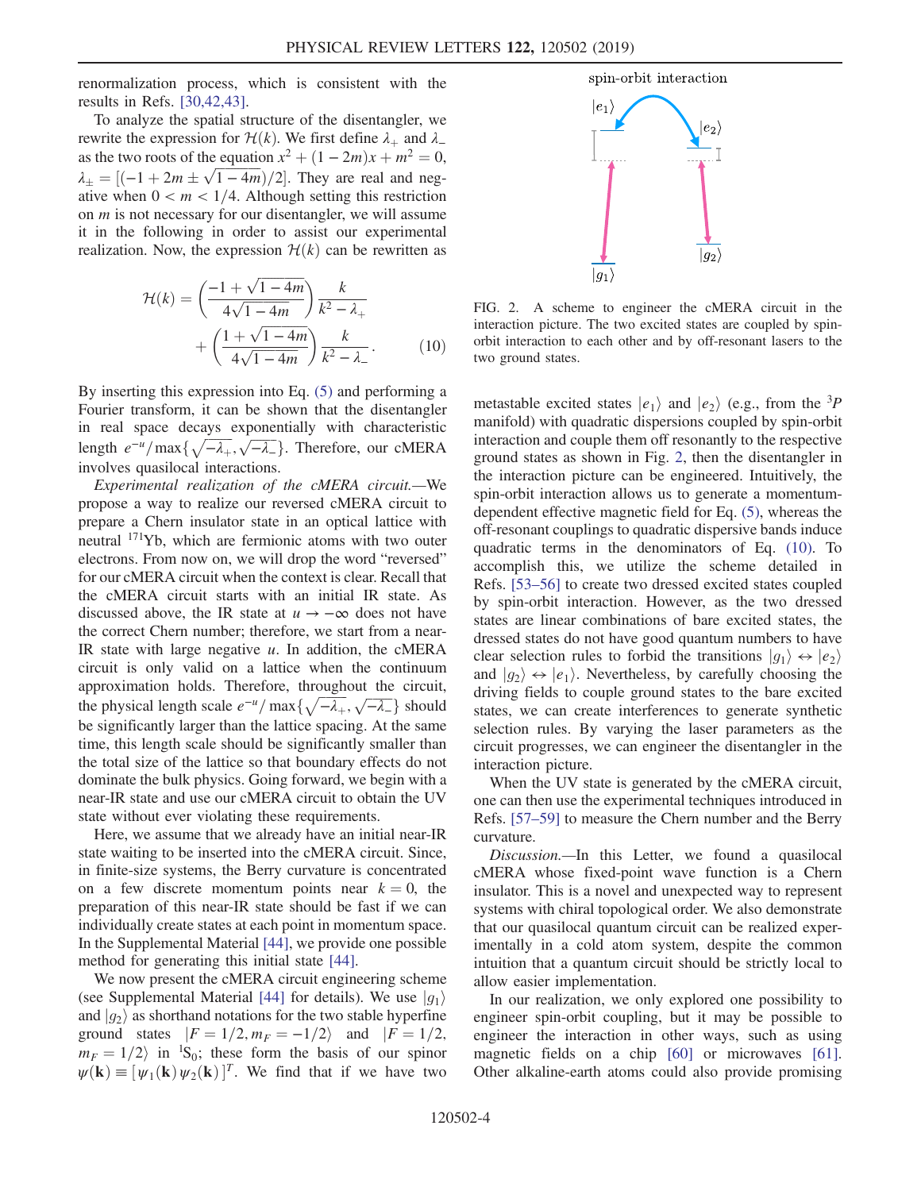renormalization process, which is consistent with the results in Refs. [30,42,43].

To analyze the spatial structure of the disentangler, we rewrite the expression for $\mathcal{H}(k)$. We first define $\lambda_+$ and $\lambda_-$ as the two roots of the equation $x^2 + (1-2m)x + m^2 = 0$, $\lambda_\pm = [(-1 + 2m \pm \sqrt{1-4m})/2]$. They are real and negative when $0 < m < 1/4$. Although setting this restriction on $m$ is not necessary for our disentangler, we will assume it in the following in order to assist our experimental realization. Now, the expression $\mathcal{H}(k)$ can be rewritten as

$$\mathcal{H}(k) = \left(\frac{-1+\sqrt{1-4m}}{4\sqrt{1-4m}}\right)\frac{k}{k^2-\lambda_+} + \left(\frac{1+\sqrt{1-4m}}{4\sqrt{1-4m}}\right)\frac{k}{k^2-\lambda_-}. \tag{10}$$

By inserting this expression into Eq. (5) and performing a Fourier transform, it can be shown that the disentangler in real space decays exponentially with characteristic length $e^{-u}/\max\{\sqrt{-\lambda_+}, \sqrt{-\lambda_-}\}$. Therefore, our cMERA involves quasilocal interactions.

*Experimental realization of the cMERA circuit.*—We propose a way to realize our reversed cMERA circuit to prepare a Chern insulator state in an optical lattice with neutral $^{171}$Yb, which are fermionic atoms with two outer electrons. From now on, we will drop the word "reversed" for our cMERA circuit when the context is clear. Recall that the cMERA circuit starts with an initial IR state. As discussed above, the IR state at $u \to -\infty$ does not have the correct Chern number; therefore, we start from a near-IR state with large negative $u$. In addition, the cMERA circuit is only valid on a lattice when the continuum approximation holds. Therefore, throughout the circuit, the physical length scale $e^{-u}/\max\{\sqrt{-\lambda_+}, \sqrt{-\lambda_-}\}$ should be significantly larger than the lattice spacing. At the same time, this length scale should be significantly smaller than the total size of the lattice so that boundary effects do not dominate the bulk physics. Going forward, we begin with a near-IR state and use our cMERA circuit to obtain the UV state without ever violating these requirements.

Here, we assume that we already have an initial near-IR state waiting to be inserted into the cMERA circuit. Since, in finite-size systems, the Berry curvature is concentrated on a few discrete momentum points near $k = 0$, the preparation of this near-IR state should be fast if we can individually create states at each point in momentum space. In the Supplemental Material [44], we provide one possible method for generating this initial state [44].

We now present the cMERA circuit engineering scheme (see Supplemental Material [44] for details). We use $|g_1\rangle$ and $|g_2\rangle$ as shorthand notations for the two stable hyperfine ground states $|F = 1/2, m_F = -1/2\rangle$ and $|F = 1/2, m_F = 1/2\rangle$ in $^1S_0$; these form the basis of our spinor $\psi(\mathbf{k}) \equiv [\psi_1(\mathbf{k})\, \psi_2(\mathbf{k})]^T$. We find that if we have two metastable excited states $|e_1\rangle$ and $|e_2\rangle$ (e.g., from the $^3P$ manifold) with quadratic dispersions coupled by spin-orbit interaction and couple them off resonantly to the respective ground states as shown in Fig. 2, then the disentangler in the interaction picture can be engineered. Intuitively, the spin-orbit interaction allows us to generate a momentum-dependent effective magnetic field for Eq. (5), whereas the off-resonant couplings to quadratic dispersive bands induce quadratic terms in the denominators of Eq. (10). To accomplish this, we utilize the scheme detailed in Refs. [53–56] to create two dressed excited states coupled by spin-orbit interaction. However, as the two dressed states are linear combinations of bare excited states, the dressed states do not have good quantum numbers to have clear selection rules to forbid the transitions $|g_1\rangle \leftrightarrow |e_2\rangle$ and $|g_2\rangle \leftrightarrow |e_1\rangle$. Nevertheless, by carefully choosing the driving fields to couple ground states to the bare excited states, we can create interferences to generate synthetic selection rules. By varying the laser parameters as the circuit progresses, we can engineer the disentangler in the interaction picture.

FIG. 2. A scheme to engineer the cMERA circuit in the interaction picture. The two excited states are coupled by spin-orbit interaction to each other and by off-resonant lasers to the two ground states.

When the UV state is generated by the cMERA circuit, one can then use the experimental techniques introduced in Refs. [57–59] to measure the Chern number and the Berry curvature.

*Discussion.*—In this Letter, we found a quasilocal cMERA whose fixed-point wave function is a Chern insulator. This is a novel and unexpected way to represent systems with chiral topological order. We also demonstrate that our quasilocal quantum circuit can be realized experimentally in a cold atom system, despite the common intuition that a quantum circuit should be strictly local to allow easier implementation.

In our realization, we only explored one possibility to engineer spin-orbit coupling, but it may be possible to engineer the interaction in other ways, such as using magnetic fields on a chip [60] or microwaves [61]. Other alkaline-earth atoms could also provide promising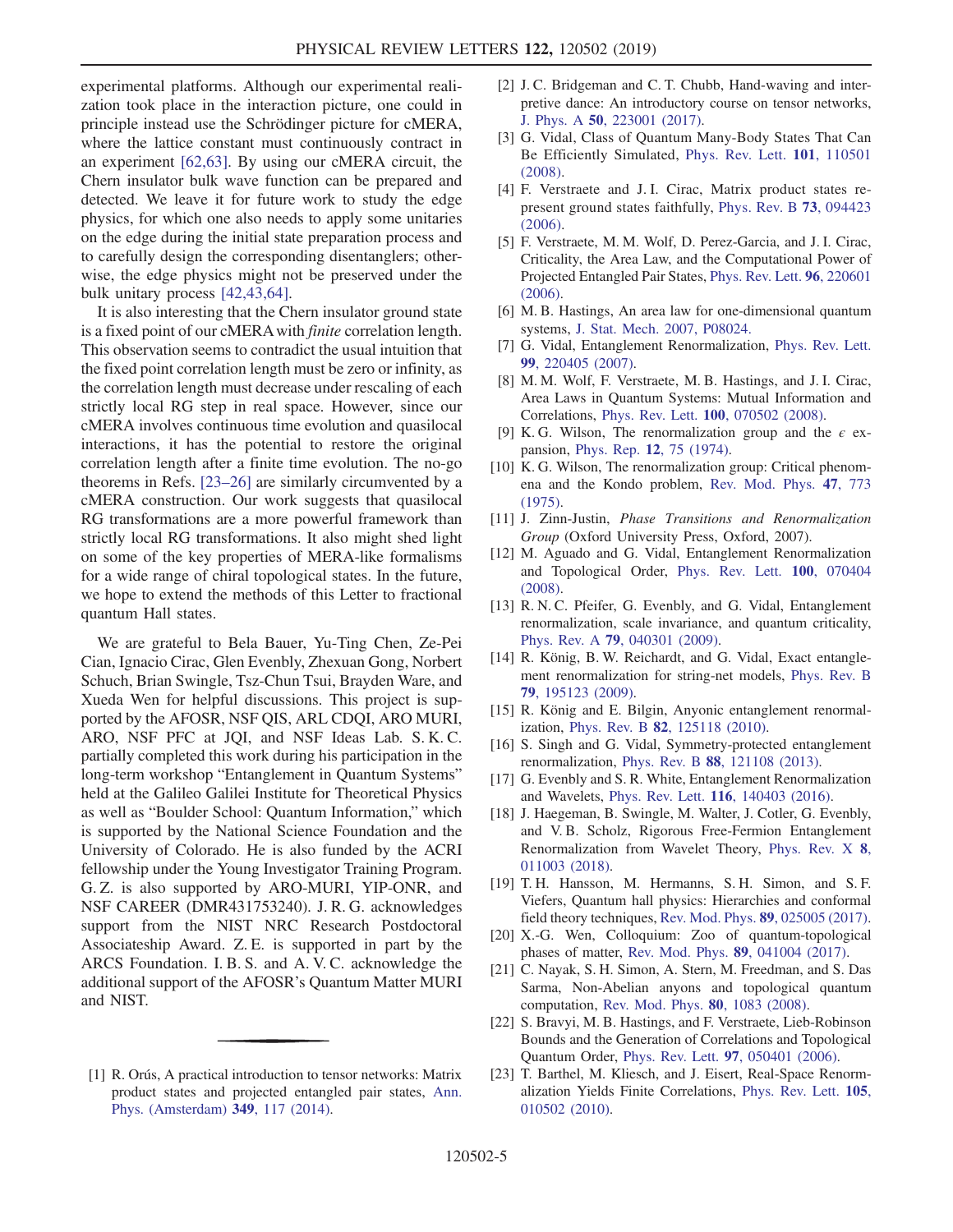experimental platforms. Although our experimental realization took place in the interaction picture, one could in principle instead use the Schrödinger picture for cMERA, where the lattice constant must continuously contract in an experiment [62,63]. By using our cMERA circuit, the Chern insulator bulk wave function can be prepared and detected. We leave it for future work to study the edge physics, for which one also needs to apply some unitaries on the edge during the initial state preparation process and to carefully design the corresponding disentanglers; otherwise, the edge physics might not be preserved under the bulk unitary process [42,43,64].

It is also interesting that the Chern insulator ground state is a fixed point of our cMERA with *finite* correlation length. This observation seems to contradict the usual intuition that the fixed point correlation length must be zero or infinity, as the correlation length must decrease under rescaling of each strictly local RG step in real space. However, since our cMERA involves continuous time evolution and quasilocal interactions, it has the potential to restore the original correlation length after a finite time evolution. The no-go theorems in Refs. [23–26] are similarly circumvented by a cMERA construction. Our work suggests that quasilocal RG transformations are a more powerful framework than strictly local RG transformations. It also might shed light on some of the key properties of MERA-like formalisms for a wide range of chiral topological states. In the future, we hope to extend the methods of this Letter to fractional quantum Hall states.

We are grateful to Bela Bauer, Yu-Ting Chen, Ze-Pei Cian, Ignacio Cirac, Glen Evenbly, Zhexuan Gong, Norbert Schuch, Brian Swingle, Tsz-Chun Tsui, Brayden Ware, and Xueda Wen for helpful discussions. This project is supported by the AFOSR, NSF QIS, ARL CDQI, ARO MURI, ARO, NSF PFC at JQI, and NSF Ideas Lab. S. K. C. partially completed this work during his participation in the long-term workshop "Entanglement in Quantum Systems" held at the Galileo Galilei Institute for Theoretical Physics as well as "Boulder School: Quantum Information," which is supported by the National Science Foundation and the University of Colorado. He is also funded by the ACRI fellowship under the Young Investigator Training Program. G. Z. is also supported by ARO-MURI, YIP-ONR, and NSF CAREER (DMR431753240). J. R. G. acknowledges support from the NIST NRC Research Postdoctoral Associateship Award. Z. E. is supported in part by the ARCS Foundation. I. B. S. and A. V. C. acknowledge the additional support of the AFOSR's Quantum Matter MURI and NIST.

---

[1] R. Orús, A practical introduction to tensor networks: Matrix product states and projected entangled pair states, Ann. Phys. (Amsterdam) **349**, 117 (2014).

[2] J. C. Bridgeman and C. T. Chubb, Hand-waving and interpretive dance: An introductory course on tensor networks, J. Phys. A **50**, 223001 (2017).

[3] G. Vidal, Class of Quantum Many-Body States That Can Be Efficiently Simulated, Phys. Rev. Lett. **101**, 110501 (2008).

[4] F. Verstraete and J. I. Cirac, Matrix product states represent ground states faithfully, Phys. Rev. B **73**, 094423 (2006).

[5] F. Verstraete, M. M. Wolf, D. Perez-Garcia, and J. I. Cirac, Criticality, the Area Law, and the Computational Power of Projected Entangled Pair States, Phys. Rev. Lett. **96**, 220601 (2006).

[6] M. B. Hastings, An area law for one-dimensional quantum systems, J. Stat. Mech. 2007, P08024.

[7] G. Vidal, Entanglement Renormalization, Phys. Rev. Lett. **99**, 220405 (2007).

[8] M. M. Wolf, F. Verstraete, M. B. Hastings, and J. I. Cirac, Area Laws in Quantum Systems: Mutual Information and Correlations, Phys. Rev. Lett. **100**, 070502 (2008).

[9] K. G. Wilson, The renormalization group and the $\epsilon$ expansion, Phys. Rep. **12**, 75 (1974).

[10] K. G. Wilson, The renormalization group: Critical phenomena and the Kondo problem, Rev. Mod. Phys. **47**, 773 (1975).

[11] J. Zinn-Justin, *Phase Transitions and Renormalization Group* (Oxford University Press, Oxford, 2007).

[12] M. Aguado and G. Vidal, Entanglement Renormalization and Topological Order, Phys. Rev. Lett. **100**, 070404 (2008).

[13] R. N. C. Pfeifer, G. Evenbly, and G. Vidal, Entanglement renormalization, scale invariance, and quantum criticality, Phys. Rev. A **79**, 040301 (2009).

[14] R. König, B. W. Reichardt, and G. Vidal, Exact entanglement renormalization for string-net models, Phys. Rev. B **79**, 195123 (2009).

[15] R. König and E. Bilgin, Anyonic entanglement renormalization, Phys. Rev. B **82**, 125118 (2010).

[16] S. Singh and G. Vidal, Symmetry-protected entanglement renormalization, Phys. Rev. B **88**, 121108 (2013).

[17] G. Evenbly and S. R. White, Entanglement Renormalization and Wavelets, Phys. Rev. Lett. **116**, 140403 (2016).

[18] J. Haegeman, B. Swingle, M. Walter, J. Cotler, G. Evenbly, and V. B. Scholz, Rigorous Free-Fermion Entanglement Renormalization from Wavelet Theory, Phys. Rev. X **8**, 011003 (2018).

[19] T. H. Hansson, M. Hermanns, S. H. Simon, and S. F. Viefers, Quantum hall physics: Hierarchies and conformal field theory techniques, Rev. Mod. Phys. **89**, 025005 (2017).

[20] X.-G. Wen, Colloquium: Zoo of quantum-topological phases of matter, Rev. Mod. Phys. **89**, 041004 (2017).

[21] C. Nayak, S. H. Simon, A. Stern, M. Freedman, and S. Das Sarma, Non-Abelian anyons and topological quantum computation, Rev. Mod. Phys. **80**, 1083 (2008).

[22] S. Bravyi, M. B. Hastings, and F. Verstraete, Lieb-Robinson Bounds and the Generation of Correlations and Topological Quantum Order, Phys. Rev. Lett. **97**, 050401 (2006).

[23] T. Barthel, M. Kliesch, and J. Eisert, Real-Space Renormalization Yields Finite Correlations, Phys. Rev. Lett. **105**, 010502 (2010).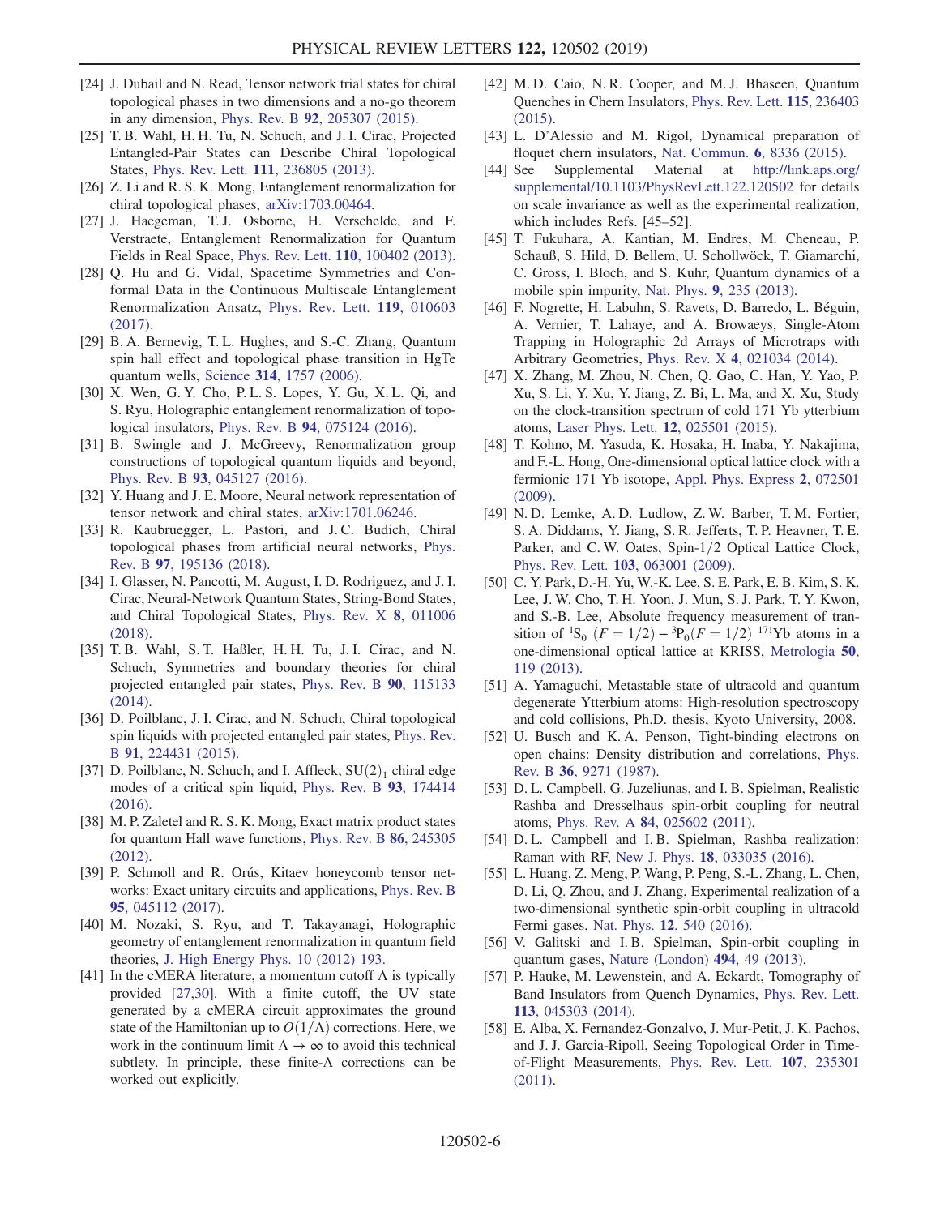[24] J. Dubail and N. Read, Tensor network trial states for chiral topological phases in two dimensions and a no-go theorem in any dimension, Phys. Rev. B **92**, 205307 (2015).

[25] T. B. Wahl, H. H. Tu, N. Schuch, and J. I. Cirac, Projected Entangled-Pair States can Describe Chiral Topological States, Phys. Rev. Lett. **111**, 236805 (2013).

[26] Z. Li and R. S. K. Mong, Entanglement renormalization for chiral topological phases, arXiv:1703.00464.

[27] J. Haegeman, T. J. Osborne, H. Verschelde, and F. Verstraete, Entanglement Renormalization for Quantum Fields in Real Space, Phys. Rev. Lett. **110**, 100402 (2013).

[28] Q. Hu and G. Vidal, Spacetime Symmetries and Conformal Data in the Continuous Multiscale Entanglement Renormalization Ansatz, Phys. Rev. Lett. **119**, 010603 (2017).

[29] B. A. Bernevig, T. L. Hughes, and S.-C. Zhang, Quantum spin hall effect and topological phase transition in HgTe quantum wells, Science **314**, 1757 (2006).

[30] X. Wen, G. Y. Cho, P. L. S. Lopes, Y. Gu, X. L. Qi, and S. Ryu, Holographic entanglement renormalization of topological insulators, Phys. Rev. B **94**, 075124 (2016).

[31] B. Swingle and J. McGreevy, Renormalization group constructions of topological quantum liquids and beyond, Phys. Rev. B **93**, 045127 (2016).

[32] Y. Huang and J. E. Moore, Neural network representation of tensor network and chiral states, arXiv:1701.06246.

[33] R. Kaubruegger, L. Pastori, and J. C. Budich, Chiral topological phases from artificial neural networks, Phys. Rev. B **97**, 195136 (2018).

[34] I. Glasser, N. Pancotti, M. August, I. D. Rodriguez, and J. I. Cirac, Neural-Network Quantum States, String-Bond States, and Chiral Topological States, Phys. Rev. X **8**, 011006 (2018).

[35] T. B. Wahl, S. T. Haßler, H. H. Tu, J. I. Cirac, and N. Schuch, Symmetries and boundary theories for chiral projected entangled pair states, Phys. Rev. B **90**, 115133 (2014).

[36] D. Poilblanc, J. I. Cirac, and N. Schuch, Chiral topological spin liquids with projected entangled pair states, Phys. Rev. B **91**, 224431 (2015).

[37] D. Poilblanc, N. Schuch, and I. Affleck, $SU(2)_1$ chiral edge modes of a critical spin liquid, Phys. Rev. B **93**, 174414 (2016).

[38] M. P. Zaletel and R. S. K. Mong, Exact matrix product states for quantum Hall wave functions, Phys. Rev. B **86**, 245305 (2012).

[39] P. Schmoll and R. Orús, Kitaev honeycomb tensor networks: Exact unitary circuits and applications, Phys. Rev. B **95**, 045112 (2017).

[40] M. Nozaki, S. Ryu, and T. Takayanagi, Holographic geometry of entanglement renormalization in quantum field theories, J. High Energy Phys. 10 (2012) 193.

[41] In the cMERA literature, a momentum cutoff $\Lambda$ is typically provided [27,30]. With a finite cutoff, the UV state generated by a cMERA circuit approximates the ground state of the Hamiltonian up to $O(1/\Lambda)$ corrections. Here, we work in the continuum limit $\Lambda \to \infty$ to avoid this technical subtlety. In principle, these finite-$\Lambda$ corrections can be worked out explicitly.

[42] M. D. Caio, N. R. Cooper, and M. J. Bhaseen, Quantum Quenches in Chern Insulators, Phys. Rev. Lett. **115**, 236403 (2015).

[43] L. D'Alessio and M. Rigol, Dynamical preparation of floquet chern insulators, Nat. Commun. **6**, 8336 (2015).

[44] See Supplemental Material at http://link.aps.org/supplemental/10.1103/PhysRevLett.122.120502 for details on scale invariance as well as the experimental realization, which includes Refs. [45–52].

[45] T. Fukuhara, A. Kantian, M. Endres, M. Cheneau, P. Schauß, S. Hild, D. Bellem, U. Schollwöck, T. Giamarchi, C. Gross, I. Bloch, and S. Kuhr, Quantum dynamics of a mobile spin impurity, Nat. Phys. **9**, 235 (2013).

[46] F. Nogrette, H. Labuhn, S. Ravets, D. Barredo, L. Béguin, A. Vernier, T. Lahaye, and A. Browaeys, Single-Atom Trapping in Holographic 2d Arrays of Microtraps with Arbitrary Geometries, Phys. Rev. X **4**, 021034 (2014).

[47] X. Zhang, M. Zhou, N. Chen, Q. Gao, C. Han, Y. Yao, P. Xu, S. Li, Y. Xu, Y. Jiang, Z. Bi, L. Ma, and X. Xu, Study on the clock-transition spectrum of cold 171 Yb ytterbium atoms, Laser Phys. Lett. **12**, 025501 (2015).

[48] T. Kohno, M. Yasuda, K. Hosaka, H. Inaba, Y. Nakajima, and F.-L. Hong, One-dimensional optical lattice clock with a fermionic 171 Yb isotope, Appl. Phys. Express **2**, 072501 (2009).

[49] N. D. Lemke, A. D. Ludlow, Z. W. Barber, T. M. Fortier, S. A. Diddams, Y. Jiang, S. R. Jefferts, T. P. Heavner, T. E. Parker, and C. W. Oates, Spin-1/2 Optical Lattice Clock, Phys. Rev. Lett. **103**, 063001 (2009).

[50] C. Y. Park, D.-H. Yu, W.-K. Lee, S. E. Park, E. B. Kim, S. K. Lee, J. W. Cho, T. H. Yoon, J. Mun, S. J. Park, T. Y. Kwon, and S.-B. Lee, Absolute frequency measurement of transition of $^1S_0$ $(F = 1/2) - {}^3P_0(F = 1/2)$ $^{171}$Yb atoms in a one-dimensional optical lattice at KRISS, Metrologia **50**, 119 (2013).

[51] A. Yamaguchi, Metastable state of ultracold and quantum degenerate Ytterbium atoms: High-resolution spectroscopy and cold collisions, Ph.D. thesis, Kyoto University, 2008.

[52] U. Busch and K. A. Penson, Tight-binding electrons on open chains: Density distribution and correlations, Phys. Rev. B **36**, 9271 (1987).

[53] D. L. Campbell, G. Juzeliunas, and I. B. Spielman, Realistic Rashba and Dresselhaus spin-orbit coupling for neutral atoms, Phys. Rev. A **84**, 025602 (2011).

[54] D. L. Campbell and I. B. Spielman, Rashba realization: Raman with RF, New J. Phys. **18**, 033035 (2016).

[55] L. Huang, Z. Meng, P. Wang, P. Peng, S.-L. Zhang, L. Chen, D. Li, Q. Zhou, and J. Zhang, Experimental realization of a two-dimensional synthetic spin-orbit coupling in ultracold Fermi gases, Nat. Phys. **12**, 540 (2016).

[56] V. Galitski and I. B. Spielman, Spin-orbit coupling in quantum gases, Nature (London) **494**, 49 (2013).

[57] P. Hauke, M. Lewenstein, and A. Eckardt, Tomography of Band Insulators from Quench Dynamics, Phys. Rev. Lett. **113**, 045303 (2014).

[58] E. Alba, X. Fernandez-Gonzalvo, J. Mur-Petit, J. K. Pachos, and J. J. Garcia-Ripoll, Seeing Topological Order in Time-of-Flight Measurements, Phys. Rev. Lett. **107**, 235301 (2011).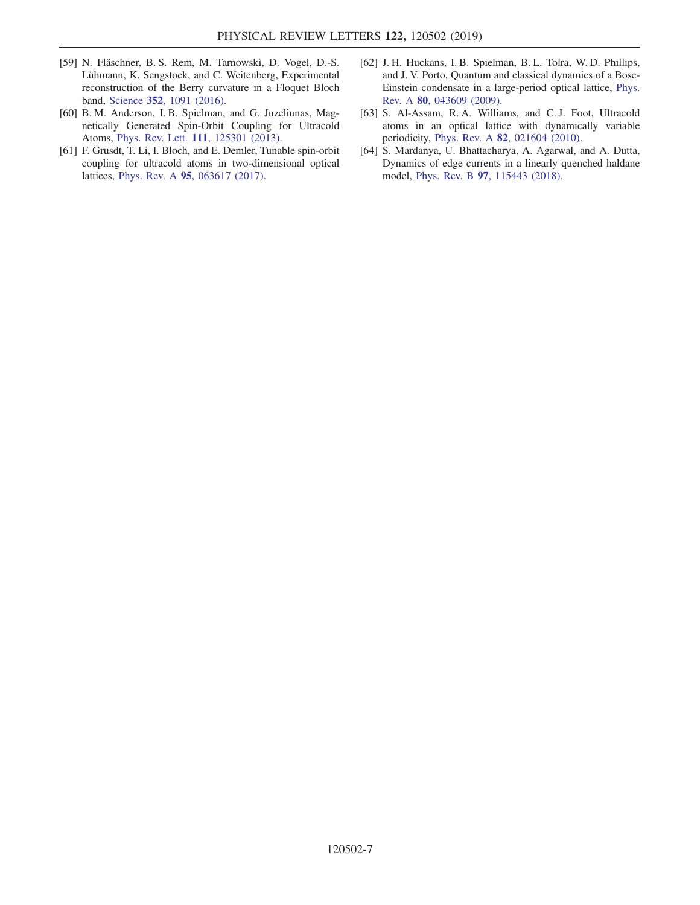[59] N. Fläschner, B. S. Rem, M. Tarnowski, D. Vogel, D.-S. Lühmann, K. Sengstock, and C. Weitenberg, Experimental reconstruction of the Berry curvature in a Floquet Bloch band, Science **352**, 1091 (2016).

[60] B. M. Anderson, I. B. Spielman, and G. Juzeliunas, Magnetically Generated Spin-Orbit Coupling for Ultracold Atoms, Phys. Rev. Lett. **111**, 125301 (2013).

[61] F. Grusdt, T. Li, I. Bloch, and E. Demler, Tunable spin-orbit coupling for ultracold atoms in two-dimensional optical lattices, Phys. Rev. A **95**, 063617 (2017).

[62] J. H. Huckans, I. B. Spielman, B. L. Tolra, W. D. Phillips, and J. V. Porto, Quantum and classical dynamics of a Bose-Einstein condensate in a large-period optical lattice, Phys. Rev. A **80**, 043609 (2009).

[63] S. Al-Assam, R. A. Williams, and C. J. Foot, Ultracold atoms in an optical lattice with dynamically variable periodicity, Phys. Rev. A **82**, 021604 (2010).

[64] S. Mardanya, U. Bhattacharya, A. Agarwal, and A. Dutta, Dynamics of edge currents in a linearly quenched haldane model, Phys. Rev. B **97**, 115443 (2018).